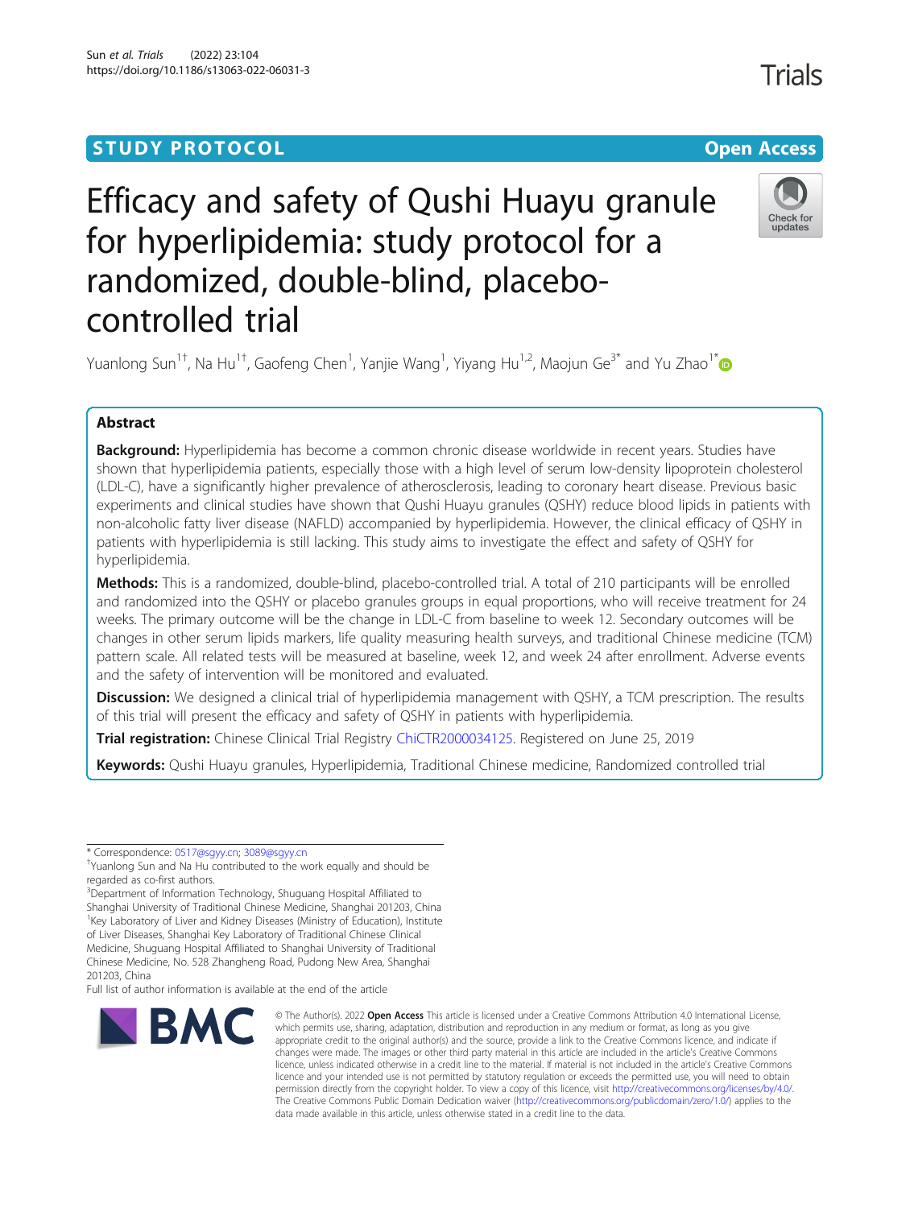STUDY PROTOCOL Open Access

# Efficacy and safety of Qushi Huayu granule for hyperlipidemia: study protocol for a randomized, double-blind, placebo-controlled trial

Yuanlong Sun[1†], Na Hu[1†], Gaofeng Chen[1], Yanjie Wang[1], Yiyang Hu[1,2], Maojun Ge[3*] and Yu Zhao[1*]

## Abstract

**Background:** Hyperlipidemia has become a common chronic disease worldwide in recent years. Studies have shown that hyperlipidemia patients, especially those with a high level of serum low-density lipoprotein cholesterol (LDL-C), have a significantly higher prevalence of atherosclerosis, leading to coronary heart disease. Previous basic experiments and clinical studies have shown that Qushi Huayu granules (QSHY) reduce blood lipids in patients with non-alcoholic fatty liver disease (NAFLD) accompanied by hyperlipidemia. However, the clinical efficacy of QSHY in patients with hyperlipidemia is still lacking. This study aims to investigate the effect and safety of QSHY for hyperlipidemia.

**Methods:** This is a randomized, double-blind, placebo-controlled trial. A total of 210 participants will be enrolled and randomized into the QSHY or placebo granules groups in equal proportions, who will receive treatment for 24 weeks. The primary outcome will be the change in LDL-C from baseline to week 12. Secondary outcomes will be changes in other serum lipids markers, life quality measuring health surveys, and traditional Chinese medicine (TCM) pattern scale. All related tests will be measured at baseline, week 12, and week 24 after enrollment. Adverse events and the safety of intervention will be monitored and evaluated.

**Discussion:** We designed a clinical trial of hyperlipidemia management with QSHY, a TCM prescription. The results of this trial will present the efficacy and safety of QSHY in patients with hyperlipidemia.

**Trial registration:** Chinese Clinical Trial Registry ChiCTR2000034125. Registered on June 25, 2019

**Keywords:** Qushi Huayu granules, Hyperlipidemia, Traditional Chinese medicine, Randomized controlled trial

---

* Correspondence: 0517@sgyy.cn; 3089@sgyy.cn

†Yuanlong Sun and Na Hu contributed to the work equally and should be regarded as co-first authors.

[3]Department of Information Technology, Shuguang Hospital Affiliated to Shanghai University of Traditional Chinese Medicine, Shanghai 201203, China

[1]Key Laboratory of Liver and Kidney Diseases (Ministry of Education), Institute of Liver Diseases, Shanghai Key Laboratory of Traditional Chinese Clinical Medicine, Shuguang Hospital Affiliated to Shanghai University of Traditional Chinese Medicine, No. 528 Zhangheng Road, Pudong New Area, Shanghai 201203, China

Full list of author information is available at the end of the article

© The Author(s). 2022 **Open Access** This article is licensed under a Creative Commons Attribution 4.0 International License, which permits use, sharing, adaptation, distribution and reproduction in any medium or format, as long as you give appropriate credit to the original author(s) and the source, provide a link to the Creative Commons licence, and indicate if changes were made. The images or other third party material in this article are included in the article's Creative Commons licence, unless indicated otherwise in a credit line to the material. If material is not included in the article's Creative Commons licence and your intended use is not permitted by statutory regulation or exceeds the permitted use, you will need to obtain permission directly from the copyright holder. To view a copy of this licence, visit http://creativecommons.org/licenses/by/4.0/. The Creative Commons Public Domain Dedication waiver (http://creativecommons.org/publicdomain/zero/1.0/) applies to the data made available in this article, unless otherwise stated in a credit line to the data.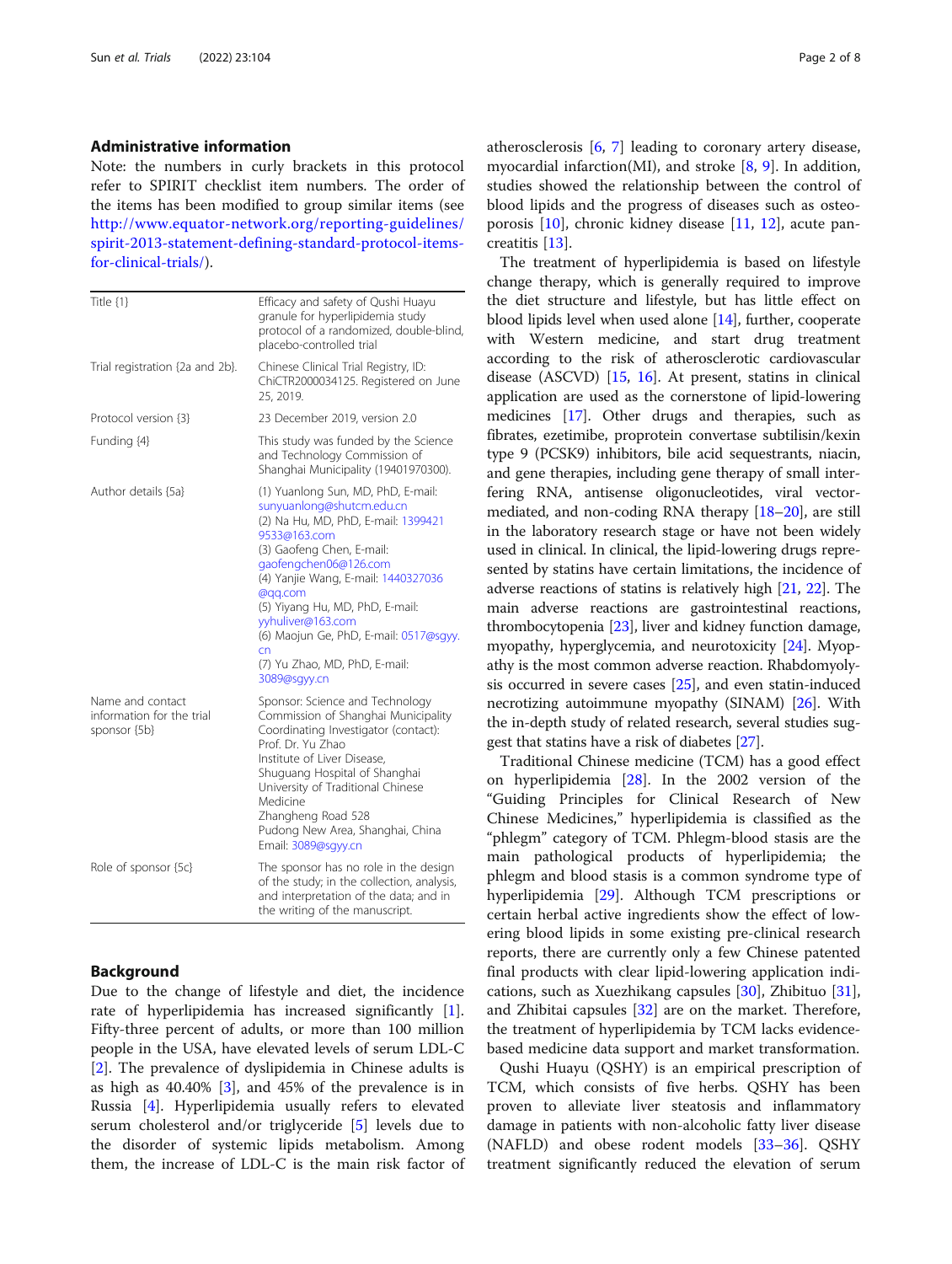## Administrative information

Note: the numbers in curly brackets in this protocol refer to SPIRIT checklist item numbers. The order of the items has been modified to group similar items (see http://www.equator-network.org/reporting-guidelines/spirit-2013-statement-defining-standard-protocol-items-for-clinical-trials/).

| | |
|---|---|
| Title {1} | Efficacy and safety of Qushi Huayu granule for hyperlipidemia study protocol of a randomized, double-blind, placebo-controlled trial |
| Trial registration {2a and 2b}. | Chinese Clinical Trial Registry, ID: ChiCTR2000034125. Registered on June 25, 2019. |
| Protocol version {3} | 23 December 2019, version 2.0 |
| Funding {4} | This study was funded by the Science and Technology Commission of Shanghai Municipality (19401970300). |
| Author details {5a} | (1) Yuanlong Sun, MD, PhD, E-mail: sunyuanlong@shutcm.edu.cn (2) Na Hu, MD, PhD, E-mail: 13994219533@163.com (3) Gaofeng Chen, E-mail: gaofengchen06@126.com (4) Yanjie Wang, E-mail: 1440327036@qq.com (5) Yiyang Hu, MD, PhD, E-mail: yyhuliver@163.com (6) Maojun Ge, PhD, E-mail: 0517@sgyy.cn (7) Yu Zhao, MD, PhD, E-mail: 3089@sgyy.cn |
| Name and contact information for the trial sponsor {5b} | Sponsor: Science and Technology Commission of Shanghai Municipality Coordinating Investigator (contact): Prof. Dr. Yu Zhao Institute of Liver Disease, Shuguang Hospital of Shanghai University of Traditional Chinese Medicine Zhangheng Road 528 Pudong New Area, Shanghai, China Email: 3089@sgyy.cn |
| Role of sponsor {5c} | The sponsor has no role in the design of the study; in the collection, analysis, and interpretation of the data; and in the writing of the manuscript. |

## Background

Due to the change of lifestyle and diet, the incidence rate of hyperlipidemia has increased significantly [1]. Fifty-three percent of adults, or more than 100 million people in the USA, have elevated levels of serum LDL-C [2]. The prevalence of dyslipidemia in Chinese adults is as high as 40.40% [3], and 45% of the prevalence is in Russia [4]. Hyperlipidemia usually refers to elevated serum cholesterol and/or triglyceride [5] levels due to the disorder of systemic lipids metabolism. Among them, the increase of LDL-C is the main risk factor of atherosclerosis [6, 7] leading to coronary artery disease, myocardial infarction(MI), and stroke [8, 9]. In addition, studies showed the relationship between the control of blood lipids and the progress of diseases such as osteoporosis [10], chronic kidney disease [11, 12], acute pancreatitis [13].

The treatment of hyperlipidemia is based on lifestyle change therapy, which is generally required to improve the diet structure and lifestyle, but has little effect on blood lipids level when used alone [14], further, cooperate with Western medicine, and start drug treatment according to the risk of atherosclerotic cardiovascular disease (ASCVD) [15, 16]. At present, statins in clinical application are used as the cornerstone of lipid-lowering medicines [17]. Other drugs and therapies, such as fibrates, ezetimibe, proprotein convertase subtilisin/kexin type 9 (PCSK9) inhibitors, bile acid sequestrants, niacin, and gene therapies, including gene therapy of small interfering RNA, antisense oligonucleotides, viral vector-mediated, and non-coding RNA therapy [18–20], are still in the laboratory research stage or have not been widely used in clinical. In clinical, the lipid-lowering drugs represented by statins have certain limitations, the incidence of adverse reactions of statins is relatively high [21, 22]. The main adverse reactions are gastrointestinal reactions, thrombocytopenia [23], liver and kidney function damage, myopathy, hyperglycemia, and neurotoxicity [24]. Myopathy is the most common adverse reaction. Rhabdomyolysis occurred in severe cases [25], and even statin-induced necrotizing autoimmune myopathy (SINAM) [26]. With the in-depth study of related research, several studies suggest that statins have a risk of diabetes [27].

Traditional Chinese medicine (TCM) has a good effect on hyperlipidemia [28]. In the 2002 version of the "Guiding Principles for Clinical Research of New Chinese Medicines," hyperlipidemia is classified as the "phlegm" category of TCM. Phlegm-blood stasis are the main pathological products of hyperlipidemia; the phlegm and blood stasis is a common syndrome type of hyperlipidemia [29]. Although TCM prescriptions or certain herbal active ingredients show the effect of lowering blood lipids in some existing pre-clinical research reports, there are currently only a few Chinese patented final products with clear lipid-lowering application indications, such as Xuezhikang capsules [30], Zhibituo [31], and Zhibitai capsules [32] are on the market. Therefore, the treatment of hyperlipidemia by TCM lacks evidence-based medicine data support and market transformation.

Qushi Huayu (QSHY) is an empirical prescription of TCM, which consists of five herbs. QSHY has been proven to alleviate liver steatosis and inflammatory damage in patients with non-alcoholic fatty liver disease (NAFLD) and obese rodent models [33–36]. QSHY treatment significantly reduced the elevation of serum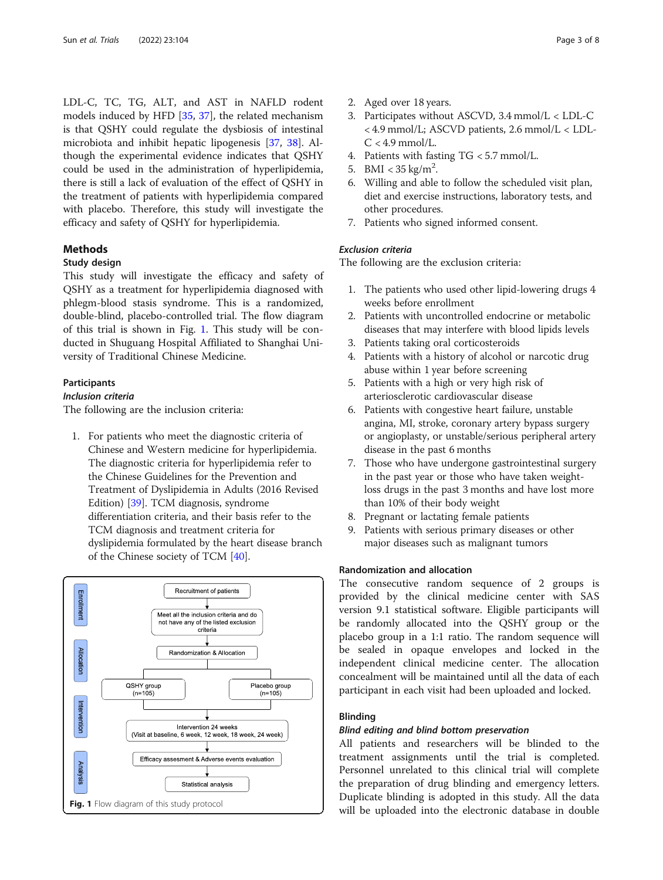LDL-C, TC, TG, ALT, and AST in NAFLD rodent models induced by HFD [35, 37], the related mechanism is that QSHY could regulate the dysbiosis of intestinal microbiota and inhibit hepatic lipogenesis [37, 38]. Although the experimental evidence indicates that QSHY could be used in the administration of hyperlipidemia, there is still a lack of evaluation of the effect of QSHY in the treatment of patients with hyperlipidemia compared with placebo. Therefore, this study will investigate the efficacy and safety of QSHY for hyperlipidemia.

## Methods

### Study design

This study will investigate the efficacy and safety of QSHY as a treatment for hyperlipidemia diagnosed with phlegm-blood stasis syndrome. This is a randomized, double-blind, placebo-controlled trial. The flow diagram of this trial is shown in Fig. 1. This study will be conducted in Shuguang Hospital Affiliated to Shanghai University of Traditional Chinese Medicine.

### Participants

#### *Inclusion criteria*

The following are the inclusion criteria:

1. For patients who meet the diagnostic criteria of Chinese and Western medicine for hyperlipidemia. The diagnostic criteria for hyperlipidemia refer to the Chinese Guidelines for the Prevention and Treatment of Dyslipidemia in Adults (2016 Revised Edition) [39]. TCM diagnosis, syndrome differentiation criteria, and their basis refer to the TCM diagnosis and treatment criteria for dyslipidemia formulated by the heart disease branch of the Chinese society of TCM [40].
2. Aged over 18 years.
3. Participates without ASCVD, 3.4 mmol/L < LDL-C < 4.9 mmol/L; ASCVD patients, 2.6 mmol/L < LDL-C < 4.9 mmol/L.
4. Patients with fasting TG < 5.7 mmol/L.
5. BMI < 35 kg/m$^2$.
6. Willing and able to follow the scheduled visit plan, diet and exercise instructions, laboratory tests, and other procedures.
7. Patients who signed informed consent.

Enrollment: Recruitment of patients → Meet all the inclusion criteria and do not have any of the listed exclusion criteria
Allocation: Randomization & Allocation → QSHY group (n=105) / Placebo group (n=105)
Intervention: Intervention 24 weeks (Visit at baseline, 6 week, 12 week, 18 week, 24 week)
Analysis: Efficacy assesment & Adverse events evaluation → Statistical analysis

**Fig. 1** Flow diagram of this study protocol

#### *Exclusion criteria*

The following are the exclusion criteria:

1. The patients who used other lipid-lowering drugs 4 weeks before enrollment
2. Patients with uncontrolled endocrine or metabolic diseases that may interfere with blood lipids levels
3. Patients taking oral corticosteroids
4. Patients with a history of alcohol or narcotic drug abuse within 1 year before screening
5. Patients with a high or very high risk of arteriosclerotic cardiovascular disease
6. Patients with congestive heart failure, unstable angina, MI, stroke, coronary artery bypass surgery or angioplasty, or unstable/serious peripheral artery disease in the past 6 months
7. Those who have undergone gastrointestinal surgery in the past year or those who have taken weight-loss drugs in the past 3 months and have lost more than 10% of their body weight
8. Pregnant or lactating female patients
9. Patients with serious primary diseases or other major diseases such as malignant tumors

### Randomization and allocation

The consecutive random sequence of 2 groups is provided by the clinical medicine center with SAS version 9.1 statistical software. Eligible participants will be randomly allocated into the QSHY group or the placebo group in a 1:1 ratio. The random sequence will be sealed in opaque envelopes and locked in the independent clinical medicine center. The allocation concealment will be maintained until all the data of each participant in each visit had been uploaded and locked.

### Blinding

#### *Blind editing and blind bottom preservation*

All patients and researchers will be blinded to the treatment assignments until the trial is completed. Personnel unrelated to this clinical trial will complete the preparation of drug blinding and emergency letters. Duplicate blinding is adopted in this study. All the data will be uploaded into the electronic database in double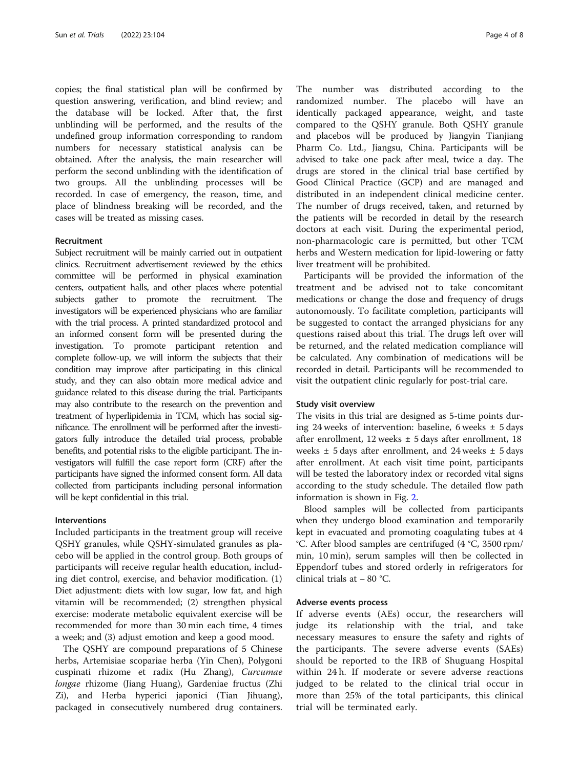copies; the final statistical plan will be confirmed by question answering, verification, and blind review; and the database will be locked. After that, the first unblinding will be performed, and the results of the undefined group information corresponding to random numbers for necessary statistical analysis can be obtained. After the analysis, the main researcher will perform the second unblinding with the identification of two groups. All the unblinding processes will be recorded. In case of emergency, the reason, time, and place of blindness breaking will be recorded, and the cases will be treated as missing cases.

### Recruitment

Subject recruitment will be mainly carried out in outpatient clinics. Recruitment advertisement reviewed by the ethics committee will be performed in physical examination centers, outpatient halls, and other places where potential subjects gather to promote the recruitment. The investigators will be experienced physicians who are familiar with the trial process. A printed standardized protocol and an informed consent form will be presented during the investigation. To promote participant retention and complete follow-up, we will inform the subjects that their condition may improve after participating in this clinical study, and they can also obtain more medical advice and guidance related to this disease during the trial. Participants may also contribute to the research on the prevention and treatment of hyperlipidemia in TCM, which has social significance. The enrollment will be performed after the investigators fully introduce the detailed trial process, probable benefits, and potential risks to the eligible participant. The investigators will fulfill the case report form (CRF) after the participants have signed the informed consent form. All data collected from participants including personal information will be kept confidential in this trial.

### Interventions

Included participants in the treatment group will receive QSHY granules, while QSHY-simulated granules as placebo will be applied in the control group. Both groups of participants will receive regular health education, including diet control, exercise, and behavior modification. (1) Diet adjustment: diets with low sugar, low fat, and high vitamin will be recommended; (2) strengthen physical exercise: moderate metabolic equivalent exercise will be recommended for more than 30 min each time, 4 times a week; and (3) adjust emotion and keep a good mood.

The QSHY are compound preparations of 5 Chinese herbs, Artemisiae scopariae herba (Yin Chen), Polygoni cuspinati rhizome et radix (Hu Zhang), *Curcumae longae* rhizome (Jiang Huang), Gardeniae fructus (Zhi Zi), and Herba hyperici japonici (Tian Jihuang), packaged in consecutively numbered drug containers. The number was distributed according to the randomized number. The placebo will have an identically packaged appearance, weight, and taste compared to the QSHY granule. Both QSHY granule and placebos will be produced by Jiangyin Tianjiang Pharm Co. Ltd., Jiangsu, China. Participants will be advised to take one pack after meal, twice a day. The drugs are stored in the clinical trial base certified by Good Clinical Practice (GCP) and are managed and distributed in an independent clinical medicine center. The number of drugs received, taken, and returned by the patients will be recorded in detail by the research doctors at each visit. During the experimental period, non-pharmacologic care is permitted, but other TCM herbs and Western medication for lipid-lowering or fatty liver treatment will be prohibited.

Participants will be provided the information of the treatment and be advised not to take concomitant medications or change the dose and frequency of drugs autonomously. To facilitate completion, participants will be suggested to contact the arranged physicians for any questions raised about this trial. The drugs left over will be returned, and the related medication compliance will be calculated. Any combination of medications will be recorded in detail. Participants will be recommended to visit the outpatient clinic regularly for post-trial care.

### Study visit overview

The visits in this trial are designed as 5-time points during 24 weeks of intervention: baseline, 6 weeks ± 5 days after enrollment, 12 weeks ± 5 days after enrollment, 18 weeks ± 5 days after enrollment, and 24 weeks ± 5 days after enrollment. At each visit time point, participants will be tested the laboratory index or recorded vital signs according to the study schedule. The detailed flow path information is shown in Fig. 2.

Blood samples will be collected from participants when they undergo blood examination and temporarily kept in evacuated and promoting coagulating tubes at 4 °C. After blood samples are centrifuged (4 °C, 3500 rpm/min, 10 min), serum samples will then be collected in Eppendorf tubes and stored orderly in refrigerators for clinical trials at − 80 °C.

### Adverse events process

If adverse events (AEs) occur, the researchers will judge its relationship with the trial, and take necessary measures to ensure the safety and rights of the participants. The severe adverse events (SAEs) should be reported to the IRB of Shuguang Hospital within 24 h. If moderate or severe adverse reactions judged to be related to the clinical trial occur in more than 25% of the total participants, this clinical trial will be terminated early.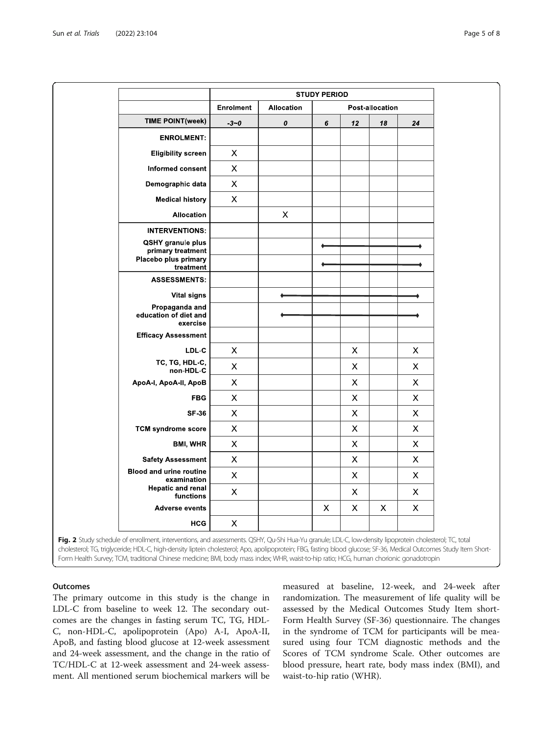| | STUDY PERIOD | | | | | |
|---|---|---|---|---|---|---|
| | Enrolment | Allocation | Post-allocation | | | |
| TIME POINT(week) | -3~0 | 0 | 6 | 12 | 18 | 24 |
| ENROLMENT: | | | | | | |
| Eligibility screen | X | | | | | |
| Informed consent | X | | | | | |
| Demographic data | X | | | | | |
| Medical history | X | | | | | |
| Allocation | | X | | | | |
| INTERVENTIONS: | | | | | | |
| QSHY granule plus primary treatment | | | ⟵⟶ | ⟵⟶ | ⟵⟶ | ⟵⟶ |
| Placebo plus primary treatment | | | ⟵⟶ | ⟵⟶ | ⟵⟶ | ⟵⟶ |
| ASSESSMENTS: | | | | | | |
| Vital signs | | ⟵⟶ | ⟵⟶ | ⟵⟶ | ⟵⟶ | ⟵⟶ |
| Propaganda and education of diet and exercise | | ⟵⟶ | ⟵⟶ | ⟵⟶ | ⟵⟶ | ⟵⟶ |
| Efficacy Assessment | | | | | | |
| LDL-C | X | | | X | | X |
| TC, TG, HDL-C, non-HDL-C | X | | | X | | X |
| ApoA-I, ApoA-II, ApoB | X | | | X | | X |
| FBG | X | | | X | | X |
| SF-36 | X | | | X | | X |
| TCM syndrome score | X | | | X | | X |
| BMI, WHR | X | | | X | | X |
| Safety Assessment | X | | | X | | X |
| Blood and urine routine examination | X | | | X | | X |
| Hepatic and renal functions | X | | | X | | X |
| Adverse events | | | X | X | X | X |
| HCG | X | | | | | |

**Fig. 2** Study schedule of enrollment, interventions, and assessments. QSHY, Qu-Shi Hua-Yu granule; LDL-C, low-density lipoprotein cholesterol; TC, total cholesterol; TG, triglyceride; HDL-C, high-density liptein cholesterol; Apo, apolipoprotein; FBG, fasting blood glucose; SF-36, Medical Outcomes Study Item Short-Form Health Survey; TCM, traditional Chinese medicine; BMI, body mass index; WHR, waist-to-hip ratio; HCG, human chorionic gonadotropin

## Outcomes

The primary outcome in this study is the change in LDL-C from baseline to week 12. The secondary outcomes are the changes in fasting serum TC, TG, HDL-C, non-HDL-C, apolipoprotein (Apo) A-I, ApoA-II, ApoB, and fasting blood glucose at 12-week assessment and 24-week assessment, and the change in the ratio of TC/HDL-C at 12-week assessment and 24-week assessment. All mentioned serum biochemical markers will be measured at baseline, 12-week, and 24-week after randomization. The measurement of life quality will be assessed by the Medical Outcomes Study Item short-Form Health Survey (SF-36) questionnaire. The changes in the syndrome of TCM for participants will be measured using four TCM diagnostic methods and the Scores of TCM syndrome Scale. Other outcomes are blood pressure, heart rate, body mass index (BMI), and waist-to-hip ratio (WHR).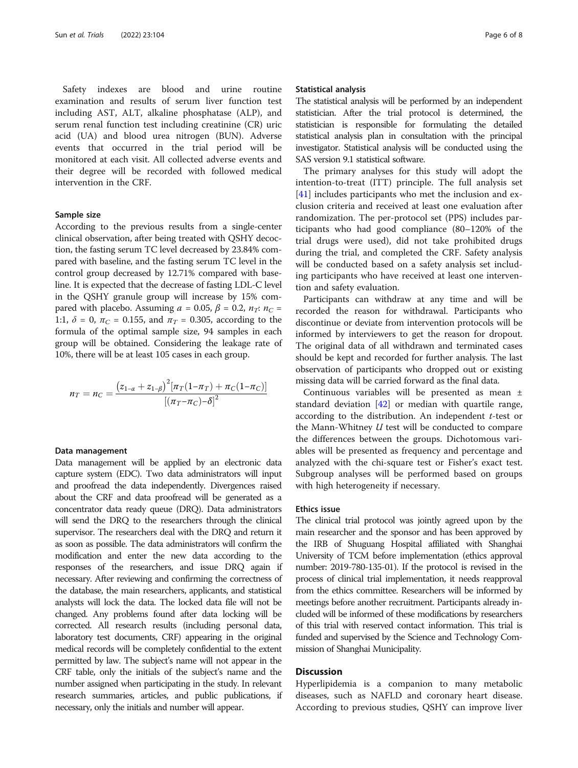Safety indexes are blood and urine routine examination and results of serum liver function test including AST, ALT, alkaline phosphatase (ALP), and serum renal function test including creatinine (CR) uric acid (UA) and blood urea nitrogen (BUN). Adverse events that occurred in the trial period will be monitored at each visit. All collected adverse events and their degree will be recorded with followed medical intervention in the CRF.

### Sample size

According to the previous results from a single-center clinical observation, after being treated with QSHY decoction, the fasting serum TC level decreased by 23.84% compared with baseline, and the fasting serum TC level in the control group decreased by 12.71% compared with baseline. It is expected that the decrease of fasting LDL-C level in the QSHY granule group will increase by 15% compared with placebo. Assuming $\alpha = 0.05$, $\beta = 0.2$, $n_T$: $n_C$ = 1:1, $\delta = 0$, $\pi_C = 0.155$, and $\pi_T = 0.305$, according to the formula of the optimal sample size, 94 samples in each group will be obtained. Considering the leakage rate of 10%, there will be at least 105 cases in each group.

$$n_T = n_C = \frac{(z_{1-\alpha} + z_{1-\beta})^2[\pi_T(1-\pi_T) + \pi_C(1-\pi_C)]}{[(\pi_T - \pi_C) - \delta]^2}$$

### Data management

Data management will be applied by an electronic data capture system (EDC). Two data administrators will input and proofread the data independently. Divergences raised about the CRF and data proofread will be generated as a concentrator data ready queue (DRQ). Data administrators will send the DRQ to the researchers through the clinical supervisor. The researchers deal with the DRQ and return it as soon as possible. The data administrators will confirm the modification and enter the new data according to the responses of the researchers, and issue DRQ again if necessary. After reviewing and confirming the correctness of the database, the main researchers, applicants, and statistical analysts will lock the data. The locked data file will not be changed. Any problems found after data locking will be corrected. All research results (including personal data, laboratory test documents, CRF) appearing in the original medical records will be completely confidential to the extent permitted by law. The subject's name will not appear in the CRF table, only the initials of the subject's name and the number assigned when participating in the study. In relevant research summaries, articles, and public publications, if necessary, only the initials and number will appear.

### Statistical analysis

The statistical analysis will be performed by an independent statistician. After the trial protocol is determined, the statistician is responsible for formulating the detailed statistical analysis plan in consultation with the principal investigator. Statistical analysis will be conducted using the SAS version 9.1 statistical software.

The primary analyses for this study will adopt the intention-to-treat (ITT) principle. The full analysis set [41] includes participants who met the inclusion and exclusion criteria and received at least one evaluation after randomization. The per-protocol set (PPS) includes participants who had good compliance (80–120% of the trial drugs were used), did not take prohibited drugs during the trial, and completed the CRF. Safety analysis will be conducted based on a safety analysis set including participants who have received at least one intervention and safety evaluation.

Participants can withdraw at any time and will be recorded the reason for withdrawal. Participants who discontinue or deviate from intervention protocols will be informed by interviewers to get the reason for dropout. The original data of all withdrawn and terminated cases should be kept and recorded for further analysis. The last observation of participants who dropped out or existing missing data will be carried forward as the final data.

Continuous variables will be presented as mean ± standard deviation [42] or median with quartile range, according to the distribution. An independent *t*-test or the Mann-Whitney *U* test will be conducted to compare the differences between the groups. Dichotomous variables will be presented as frequency and percentage and analyzed with the chi-square test or Fisher's exact test. Subgroup analyses will be performed based on groups with high heterogeneity if necessary.

### Ethics issue

The clinical trial protocol was jointly agreed upon by the main researcher and the sponsor and has been approved by the IRB of Shuguang Hospital affiliated with Shanghai University of TCM before implementation (ethics approval number: 2019-780-135-01). If the protocol is revised in the process of clinical trial implementation, it needs reapproval from the ethics committee. Researchers will be informed by meetings before another recruitment. Participants already included will be informed of these modifications by researchers of this trial with reserved contact information. This trial is funded and supervised by the Science and Technology Commission of Shanghai Municipality.

## Discussion

Hyperlipidemia is a companion to many metabolic diseases, such as NAFLD and coronary heart disease. According to previous studies, QSHY can improve liver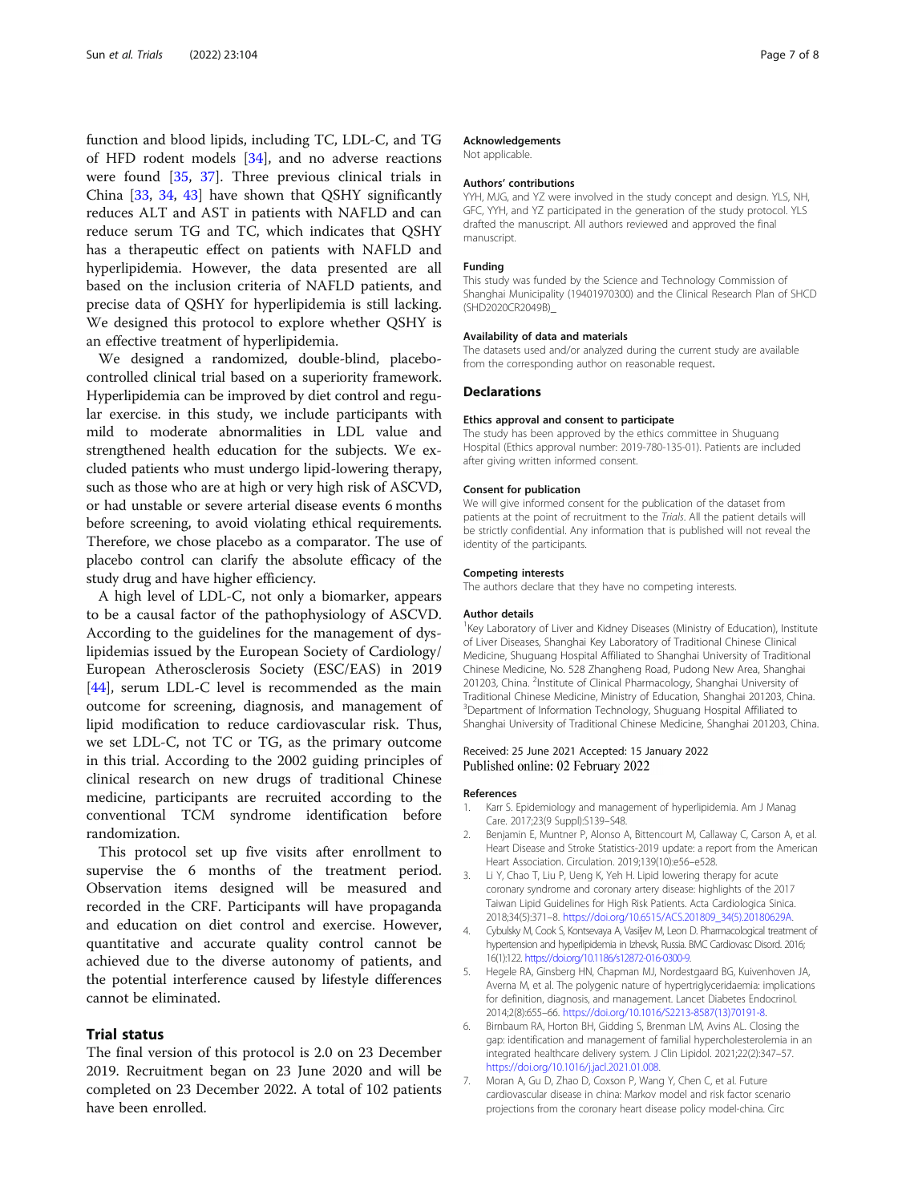function and blood lipids, including TC, LDL-C, and TG of HFD rodent models [34], and no adverse reactions were found [35, 37]. Three previous clinical trials in China [33, 34, 43] have shown that QSHY significantly reduces ALT and AST in patients with NAFLD and can reduce serum TG and TC, which indicates that QSHY has a therapeutic effect on patients with NAFLD and hyperlipidemia. However, the data presented are all based on the inclusion criteria of NAFLD patients, and precise data of QSHY for hyperlipidemia is still lacking. We designed this protocol to explore whether QSHY is an effective treatment of hyperlipidemia.

We designed a randomized, double-blind, placebo-controlled clinical trial based on a superiority framework. Hyperlipidemia can be improved by diet control and regular exercise. in this study, we include participants with mild to moderate abnormalities in LDL value and strengthened health education for the subjects. We excluded patients who must undergo lipid-lowering therapy, such as those who are at high or very high risk of ASCVD, or had unstable or severe arterial disease events 6 months before screening, to avoid violating ethical requirements. Therefore, we chose placebo as a comparator. The use of placebo control can clarify the absolute efficacy of the study drug and have higher efficiency.

A high level of LDL-C, not only a biomarker, appears to be a causal factor of the pathophysiology of ASCVD. According to the guidelines for the management of dyslipidemias issued by the European Society of Cardiology/European Atherosclerosis Society (ESC/EAS) in 2019 [44], serum LDL-C level is recommended as the main outcome for screening, diagnosis, and management of lipid modification to reduce cardiovascular risk. Thus, we set LDL-C, not TC or TG, as the primary outcome in this trial. According to the 2002 guiding principles of clinical research on new drugs of traditional Chinese medicine, participants are recruited according to the conventional TCM syndrome identification before randomization.

This protocol set up five visits after enrollment to supervise the 6 months of the treatment period. Observation items designed will be measured and recorded in the CRF. Participants will have propaganda and education on diet control and exercise. However, quantitative and accurate quality control cannot be achieved due to the diverse autonomy of patients, and the potential interference caused by lifestyle differences cannot be eliminated.

## Trial status

The final version of this protocol is 2.0 on 23 December 2019. Recruitment began on 23 June 2020 and will be completed on 23 December 2022. A total of 102 patients have been enrolled.

### Acknowledgements

Not applicable.

### Authors' contributions

YYH, MJG, and YZ were involved in the study concept and design. YLS, NH, GFC, YYH, and YZ participated in the generation of the study protocol. YLS drafted the manuscript. All authors reviewed and approved the final manuscript.

### Funding

This study was funded by the Science and Technology Commission of Shanghai Municipality (19401970300) and the Clinical Research Plan of SHCD (SHD2020CR2049B)_

### Availability of data and materials

The datasets used and/or analyzed during the current study are available from the corresponding author on reasonable request.

## Declarations

### Ethics approval and consent to participate

The study has been approved by the ethics committee in Shuguang Hospital (Ethics approval number: 2019-780-135-01). Patients are included after giving written informed consent.

### Consent for publication

We will give informed consent for the publication of the dataset from patients at the point of recruitment to the *Trials*. All the patient details will be strictly confidential. Any information that is published will not reveal the identity of the participants.

### Competing interests

The authors declare that they have no competing interests.

### Author details

[1]Key Laboratory of Liver and Kidney Diseases (Ministry of Education), Institute of Liver Diseases, Shanghai Key Laboratory of Traditional Chinese Clinical Medicine, Shuguang Hospital Affiliated to Shanghai University of Traditional Chinese Medicine, No. 528 Zhangheng Road, Pudong New Area, Shanghai 201203, China. [2]Institute of Clinical Pharmacology, Shanghai University of Traditional Chinese Medicine, Ministry of Education, Shanghai 201203, China. [3]Department of Information Technology, Shuguang Hospital Affiliated to Shanghai University of Traditional Chinese Medicine, Shanghai 201203, China.

Received: 25 June 2021 Accepted: 15 January 2022
Published online: 02 February 2022

### References

1. Karr S. Epidemiology and management of hyperlipidemia. Am J Manag Care. 2017;23(9 Suppl):S139–S48.
2. Benjamin E, Muntner P, Alonso A, Bittencourt M, Callaway C, Carson A, et al. Heart Disease and Stroke Statistics-2019 update: a report from the American Heart Association. Circulation. 2019;139(10):e56–e528.
3. Li Y, Chao T, Liu P, Ueng K, Yeh H. Lipid lowering therapy for acute coronary syndrome and coronary artery disease: highlights of the 2017 Taiwan Lipid Guidelines for High Risk Patients. Acta Cardiologica Sinica. 2018;34(5):371–8. https://doi.org/10.6515/ACS.201809_34(5).20180629A.
4. Cybulsky M, Cook S, Kontsevaya A, Vasiljev M, Leon D. Pharmacological treatment of hypertension and hyperlipidemia in Izhevsk, Russia. BMC Cardiovasc Disord. 2016;16(1):122. https://doi.org/10.1186/s12872-016-0300-9.
5. Hegele RA, Ginsberg HN, Chapman MJ, Nordestgaard BG, Kuivenhoven JA, Averna M, et al. The polygenic nature of hypertriglyceridaemia: implications for definition, diagnosis, and management. Lancet Diabetes Endocrinol. 2014;2(8):655–66. https://doi.org/10.1016/S2213-8587(13)70191-8.
6. Birnbaum RA, Horton BH, Gidding S, Brenman LM, Avins AL. Closing the gap: identification and management of familial hypercholesterolemia in an integrated healthcare delivery system. J Clin Lipidol. 2021;22(2):347–57. https://doi.org/10.1016/j.jacl.2021.01.008.
7. Moran A, Gu D, Zhao D, Coxson P, Wang Y, Chen C, et al. Future cardiovascular disease in china: Markov model and risk factor scenario projections from the coronary heart disease policy model-china. Circ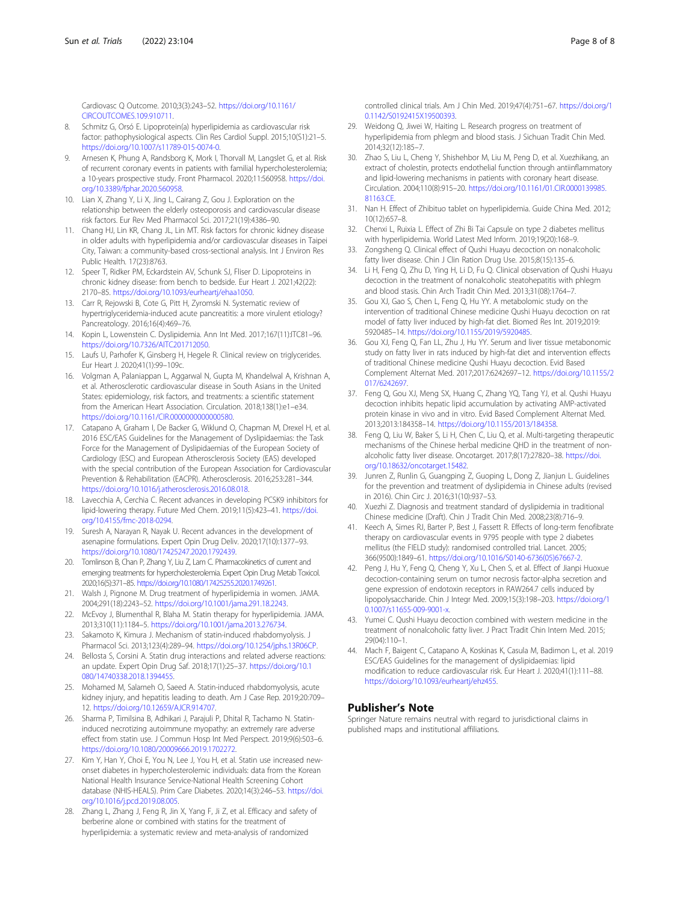Cardiovasc Q Outcome. 2010;3(3):243–52. https://doi.org/10.1161/CIRCOUTCOMES.109.910711.

8. Schmitz G, Orsó E. Lipoprotein(a) hyperlipidemia as cardiovascular risk factor: pathophysiological aspects. Clin Res Cardiol Suppl. 2015;10(S1):21–5. https://doi.org/10.1007/s11789-015-0074-0.
9. Arnesen K, Phung A, Randsborg K, Mork I, Thorvall M, Langslet G, et al. Risk of recurrent coronary events in patients with familial hypercholesterolemia; a 10-years prospective study. Front Pharmacol. 2020;11:560958. https://doi.org/10.3389/fphar.2020.560958.
10. Lian X, Zhang Y, Li X, Jing L, Cairang Z, Gou J. Exploration on the relationship between the elderly osteoporosis and cardiovascular disease risk factors. Eur Rev Med Pharmacol Sci. 2017;21(19):4386–90.
11. Chang HJ, Lin KR, Chang JL, Lin MT. Risk factors for chronic kidney disease in older adults with hyperlipidemia and/or cardiovascular diseases in Taipei City, Taiwan: a community-based cross-sectional analysis. Int J Environ Res Public Health. 17(23):8763.
12. Speer T, Ridker PM, Eckardstein AV, Schunk SJ, Fliser D. Lipoproteins in chronic kidney disease: from bench to bedside. Eur Heart J. 2021;42(22):2170–85. https://doi.org/10.1093/eurheartj/ehaa1050.
13. Carr R, Rejowski B, Cote G, Pitt H, Zyromski N. Systematic review of hypertriglyceridemia-induced acute pancreatitis: a more virulent etiology? Pancreatology. 2016;16(4):469–76.
14. Kopin L, Lowenstein C. Dyslipidemia. Ann Int Med. 2017;167(11):ITC81–96. https://doi.org/10.7326/AITC201712050.
15. Laufs U, Parhofer K, Ginsberg H, Hegele R. Clinical review on triglycerides. Eur Heart J. 2020;41(1):99–109c.
16. Volgman A, Palaniappan L, Aggarwal N, Gupta M, Khandelwal A, Krishnan A, et al. Atherosclerotic cardiovascular disease in South Asians in the United States: epidemiology, risk factors, and treatments: a scientific statement from the American Heart Association. Circulation. 2018;138(1):e1–e34. https://doi.org/10.1161/CIR.0000000000000580.
17. Catapano A, Graham I, De Backer G, Wiklund O, Chapman M, Drexel H, et al. 2016 ESC/EAS Guidelines for the Management of Dyslipidaemias: the Task Force for the Management of Dyslipidaemias of the European Society of Cardiology (ESC) and European Atherosclerosis Society (EAS) developed with the special contribution of the European Association for Cardiovascular Prevention & Rehabilitation (EACPR). Atherosclerosis. 2016;253:281–344. https://doi.org/10.1016/j.atherosclerosis.2016.08.018.
18. Lavecchia A, Cerchia C. Recent advances in developing PCSK9 inhibitors for lipid-lowering therapy. Future Med Chem. 2019;11(5):423–41. https://doi.org/10.4155/fmc-2018-0294.
19. Suresh A, Narayan R, Nayak U. Recent advances in the development of asenapine formulations. Expert Opin Drug Deliv. 2020;17(10):1377–93. https://doi.org/10.1080/17425247.2020.1792439.
20. Tomlinson B, Chan P, Zhang Y, Liu Z, Lam C. Pharmacokinetics of current and emerging treatments for hypercholesterolemia. Expert Opin Drug Metab Toxicol. 2020;16(5):371–85. https://doi.org/10.1080/17425255.2020.1749261.
21. Walsh J, Pignone M. Drug treatment of hyperlipidemia in women. JAMA. 2004;291(18):2243–52. https://doi.org/10.1001/jama.291.18.2243.
22. McEvoy J, Blumenthal R, Blaha M. Statin therapy for hyperlipidemia. JAMA. 2013;310(11):1184–5. https://doi.org/10.1001/jama.2013.276734.
23. Sakamoto K, Kimura J. Mechanism of statin-induced rhabdomyolysis. J Pharmacol Sci. 2013;123(4):289–94. https://doi.org/10.1254/jphs.13R06CP.
24. Bellosta S, Corsini A. Statin drug interactions and related adverse reactions: an update. Expert Opin Drug Saf. 2018;17(1):25–37. https://doi.org/10.1080/14740338.2018.1394455.
25. Mohamed M, Salameh O, Saeed A. Statin-induced rhabdomyolysis, acute kidney injury, and hepatitis leading to death. Am J Case Rep. 2019;20:709–12. https://doi.org/10.12659/AJCR.914707.
26. Sharma P, Timilsina B, Adhikari J, Parajuli P, Dhital R, Tachamo N. Statin-induced necrotizing autoimmune myopathy: an extremely rare adverse effect from statin use. J Commun Hosp Int Med Perspect. 2019;9(6):503–6. https://doi.org/10.1080/20009666.2019.1702272.
27. Kim Y, Han Y, Choi E, You N, Lee J, You H, et al. Statin use increased new-onset diabetes in hypercholesterolemic individuals: data from the Korean National Health Insurance Service-National Health Screening Cohort database (NHIS-HEALS). Prim Care Diabetes. 2020;14(3):246–53. https://doi.org/10.1016/j.pcd.2019.08.005.
28. Zhang L, Zhang J, Feng R, Jin X, Yang F, Ji Z, et al. Efficacy and safety of berberine alone or combined with statins for the treatment of hyperlipidemia: a systematic review and meta-analysis of randomized controlled clinical trials. Am J Chin Med. 2019;47(4):751–67. https://doi.org/10.1142/S0192415X19500393.
29. Weidong Q, Jiwei W, Haiting L. Research progress on treatment of hyperlipidemia from phlegm and blood stasis. J Sichuan Tradit Chin Med. 2014;32(12):185–7.
30. Zhao S, Liu L, Cheng Y, Shishehbor M, Liu M, Peng D, et al. Xuezhikang, an extract of cholestin, protects endothelial function through antiinflammatory and lipid-lowering mechanisms in patients with coronary heart disease. Circulation. 2004;110(8):915–20. https://doi.org/10.1161/01.CIR.0000139985.81163.CE.
31. Nan H. Effect of Zhibituo tablet on hyperlipidemia. Guide China Med. 2012;10(12):657–8.
32. Chenxi L, Ruixia L. Effect of Zhi Bi Tai Capsule on type 2 diabetes mellitus with hyperlipidemia. World Latest Med Inform. 2019;19(20):168–9.
33. Zongsheng Q. Clinical effect of Qushi Huayu decoction on nonalcoholic fatty liver disease. Chin J Clin Ration Drug Use. 2015;8(15):135–6.
34. Li H, Feng Q, Zhu D, Ying H, Li D, Fu Q. Clinical observation of Qushi Huayu decoction in the treatment of nonalcoholic steatohepatitis with phlegm and blood stasis. Chin Arch Tradit Chin Med. 2013;31(08):1764–7.
35. Gou XJ, Gao S, Chen L, Feng Q, Hu YY. A metabolomic study on the intervention of traditional Chinese medicine Qushi Huayu decoction on rat model of fatty liver induced by high-fat diet. Biomed Res Int. 2019;2019:5920485–14. https://doi.org/10.1155/2019/5920485.
36. Gou XJ, Feng Q, Fan LL, Zhu J, Hu YY. Serum and liver tissue metabonomic study on fatty liver in rats induced by high-fat diet and intervention effects of traditional Chinese medicine Qushi Huayu decoction. Evid Based Complement Alternat Med. 2017;2017:6242697–12. https://doi.org/10.1155/2017/6242697.
37. Feng Q, Gou XJ, Meng SX, Huang C, Zhang YQ, Tang YJ, et al. Qushi Huayu decoction inhibits hepatic lipid accumulation by activating AMP-activated protein kinase in vivo and in vitro. Evid Based Complement Alternat Med. 2013;2013:184358–14. https://doi.org/10.1155/2013/184358.
38. Feng Q, Liu W, Baker S, Li H, Chen C, Liu Q, et al. Multi-targeting therapeutic mechanisms of the Chinese herbal medicine QHD in the treatment of non-alcoholic fatty liver disease. Oncotarget. 2017;8(17):27820–38. https://doi.org/10.18632/oncotarget.15482.
39. Junren Z, Runlin G, Guangping Z, Guoping L, Dong Z, Jianjun L. Guidelines for the prevention and treatment of dyslipidemia in Chinese adults (revised in 2016). Chin Circ J. 2016;31(10):937–53.
40. Xuezhi Z. Diagnosis and treatment standard of dyslipidemia in traditional Chinese medicine (Draft). Chin J Tradit Chin Med. 2008;23(8):716–9.
41. Keech A, Simes RJ, Barter P, Best J, Fassett R. Effects of long-term fenofibrate therapy on cardiovascular events in 9795 people with type 2 diabetes mellitus (the FIELD study): randomised controlled trial. Lancet. 2005;366(9500):1849–61. https://doi.org/10.1016/S0140-6736(05)67667-2.
42. Peng J, Hu Y, Feng Q, Cheng Y, Xu L, Chen S, et al. Effect of Jianpi Huoxue decoction-containing serum on tumor necrosis factor-alpha secretion and gene expression of endotoxin receptors in RAW264.7 cells induced by lipopolysaccharide. Chin J Integr Med. 2009;15(3):198–203. https://doi.org/10.1007/s11655-009-9001-x.
43. Yumei C. Qushi Huayu decoction combined with western medicine in the treatment of nonalcoholic fatty liver. J Pract Tradit Chin Intern Med. 2015;29(04):110–1.
44. Mach F, Baigent C, Catapano A, Koskinas K, Casula M, Badimon L, et al. 2019 ESC/EAS Guidelines for the management of dyslipidaemias: lipid modification to reduce cardiovascular risk. Eur Heart J. 2020;41(1):111–88. https://doi.org/10.1093/eurheartj/ehz455.

## Publisher's Note

Springer Nature remains neutral with regard to jurisdictional claims in published maps and institutional affiliations.